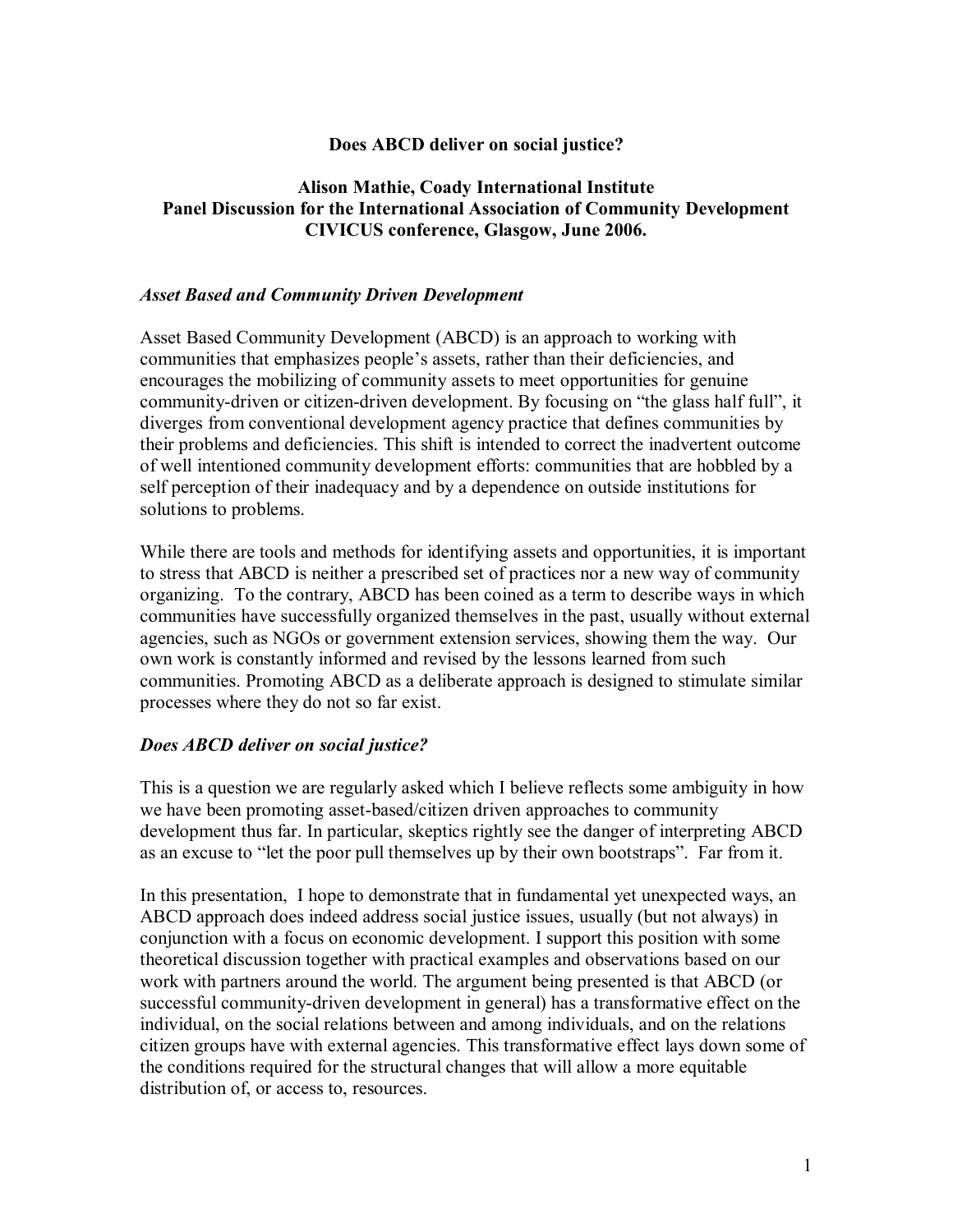# Does ABCD deliver on social justice?

**Alison Mathie, Coady International Institute**
**Panel Discussion for the International Association of Community Development**
**CIVICUS conference, Glasgow, June 2006.**

### *Asset Based and Community Driven Development*

Asset Based Community Development (ABCD) is an approach to working with communities that emphasizes people's assets, rather than their deficiencies, and encourages the mobilizing of community assets to meet opportunities for genuine community-driven or citizen-driven development. By focusing on "the glass half full", it diverges from conventional development agency practice that defines communities by their problems and deficiencies. This shift is intended to correct the inadvertent outcome of well intentioned community development efforts: communities that are hobbled by a self perception of their inadequacy and by a dependence on outside institutions for solutions to problems.

While there are tools and methods for identifying assets and opportunities, it is important to stress that ABCD is neither a prescribed set of practices nor a new way of community organizing. To the contrary, ABCD has been coined as a term to describe ways in which communities have successfully organized themselves in the past, usually without external agencies, such as NGOs or government extension services, showing them the way. Our own work is constantly informed and revised by the lessons learned from such communities. Promoting ABCD as a deliberate approach is designed to stimulate similar processes where they do not so far exist.

### *Does ABCD deliver on social justice?*

This is a question we are regularly asked which I believe reflects some ambiguity in how we have been promoting asset-based/citizen driven approaches to community development thus far. In particular, skeptics rightly see the danger of interpreting ABCD as an excuse to "let the poor pull themselves up by their own bootstraps". Far from it.

In this presentation, I hope to demonstrate that in fundamental yet unexpected ways, an ABCD approach does indeed address social justice issues, usually (but not always) in conjunction with a focus on economic development. I support this position with some theoretical discussion together with practical examples and observations based on our work with partners around the world. The argument being presented is that ABCD (or successful community-driven development in general) has a transformative effect on the individual, on the social relations between and among individuals, and on the relations citizen groups have with external agencies. This transformative effect lays down some of the conditions required for the structural changes that will allow a more equitable distribution of, or access to, resources.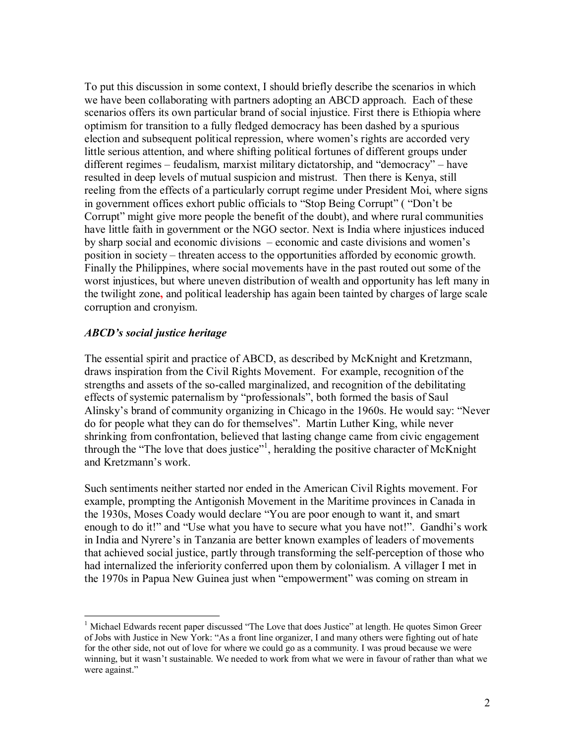To put this discussion in some context, I should briefly describe the scenarios in which we have been collaborating with partners adopting an ABCD approach. Each of these scenarios offers its own particular brand of social injustice. First there is Ethiopia where optimism for transition to a fully fledged democracy has been dashed by a spurious election and subsequent political repression, where women's rights are accorded very little serious attention, and where shifting political fortunes of different groups under different regimes – feudalism, marxist military dictatorship, and "democracy" – have resulted in deep levels of mutual suspicion and mistrust. Then there is Kenya, still reeling from the effects of a particularly corrupt regime under President Moi, where signs in government offices exhort public officials to "Stop Being Corrupt" ( "Don't be Corrupt" might give more people the benefit of the doubt), and where rural communities have little faith in government or the NGO sector. Next is India where injustices induced by sharp social and economic divisions – economic and caste divisions and women's position in society – threaten access to the opportunities afforded by economic growth. Finally the Philippines, where social movements have in the past routed out some of the worst injustices, but where uneven distribution of wealth and opportunity has left many in the twilight zone, and political leadership has again been tainted by charges of large scale corruption and cronyism.

### *ABCD's social justice heritage*

The essential spirit and practice of ABCD, as described by McKnight and Kretzmann, draws inspiration from the Civil Rights Movement. For example, recognition of the strengths and assets of the so-called marginalized, and recognition of the debilitating effects of systemic paternalism by "professionals", both formed the basis of Saul Alinsky's brand of community organizing in Chicago in the 1960s. He would say: "Never do for people what they can do for themselves". Martin Luther King, while never shrinking from confrontation, believed that lasting change came from civic engagement through the "The love that does justice"[1], heralding the positive character of McKnight and Kretzmann's work.

Such sentiments neither started nor ended in the American Civil Rights movement. For example, prompting the Antigonish Movement in the Maritime provinces in Canada in the 1930s, Moses Coady would declare "You are poor enough to want it, and smart enough to do it!" and "Use what you have to secure what you have not!". Gandhi's work in India and Nyrere's in Tanzania are better known examples of leaders of movements that achieved social justice, partly through transforming the self-perception of those who had internalized the inferiority conferred upon them by colonialism. A villager I met in the 1970s in Papua New Guinea just when "empowerment" was coming on stream in

---

[1] Michael Edwards recent paper discussed "The Love that does Justice" at length. He quotes Simon Greer of Jobs with Justice in New York: "As a front line organizer, I and many others were fighting out of hate for the other side, not out of love for where we could go as a community. I was proud because we were winning, but it wasn't sustainable. We needed to work from what we were in favour of rather than what we were against."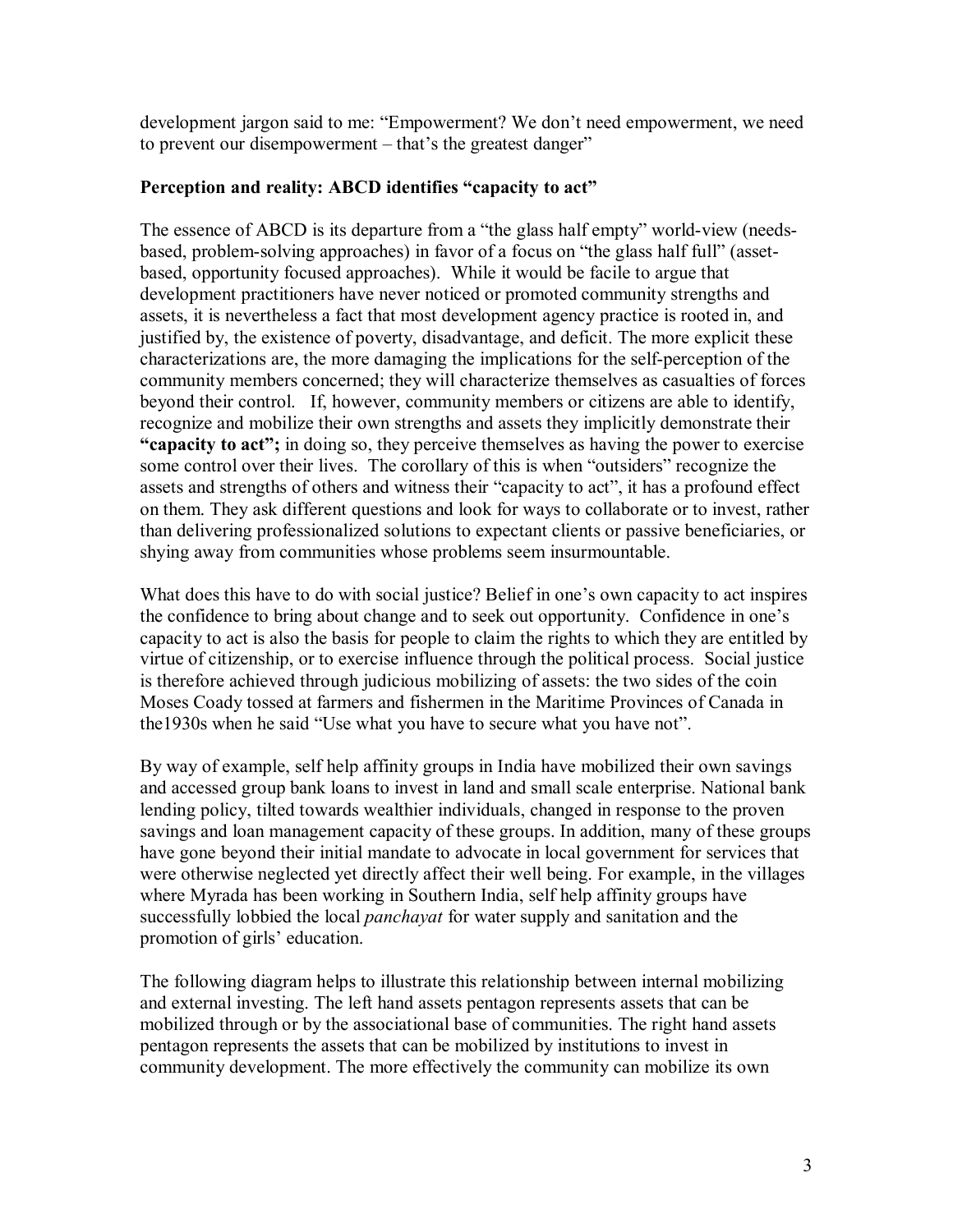development jargon said to me: "Empowerment? We don't need empowerment, we need to prevent our disempowerment – that's the greatest danger"

**Perception and reality: ABCD identifies "capacity to act"**

The essence of ABCD is its departure from a "the glass half empty" world-view (needs-based, problem-solving approaches) in favor of a focus on "the glass half full" (asset-based, opportunity focused approaches). While it would be facile to argue that development practitioners have never noticed or promoted community strengths and assets, it is nevertheless a fact that most development agency practice is rooted in, and justified by, the existence of poverty, disadvantage, and deficit. The more explicit these characterizations are, the more damaging the implications for the self-perception of the community members concerned; they will characterize themselves as casualties of forces beyond their control. If, however, community members or citizens are able to identify, recognize and mobilize their own strengths and assets they implicitly demonstrate their **"capacity to act";** in doing so, they perceive themselves as having the power to exercise some control over their lives. The corollary of this is when "outsiders" recognize the assets and strengths of others and witness their "capacity to act", it has a profound effect on them. They ask different questions and look for ways to collaborate or to invest, rather than delivering professionalized solutions to expectant clients or passive beneficiaries, or shying away from communities whose problems seem insurmountable.

What does this have to do with social justice? Belief in one's own capacity to act inspires the confidence to bring about change and to seek out opportunity. Confidence in one's capacity to act is also the basis for people to claim the rights to which they are entitled by virtue of citizenship, or to exercise influence through the political process. Social justice is therefore achieved through judicious mobilizing of assets: the two sides of the coin Moses Coady tossed at farmers and fishermen in the Maritime Provinces of Canada in the1930s when he said "Use what you have to secure what you have not".

By way of example, self help affinity groups in India have mobilized their own savings and accessed group bank loans to invest in land and small scale enterprise. National bank lending policy, tilted towards wealthier individuals, changed in response to the proven savings and loan management capacity of these groups. In addition, many of these groups have gone beyond their initial mandate to advocate in local government for services that were otherwise neglected yet directly affect their well being. For example, in the villages where Myrada has been working in Southern India, self help affinity groups have successfully lobbied the local *panchayat* for water supply and sanitation and the promotion of girls' education.

The following diagram helps to illustrate this relationship between internal mobilizing and external investing. The left hand assets pentagon represents assets that can be mobilized through or by the associational base of communities. The right hand assets pentagon represents the assets that can be mobilized by institutions to invest in community development. The more effectively the community can mobilize its own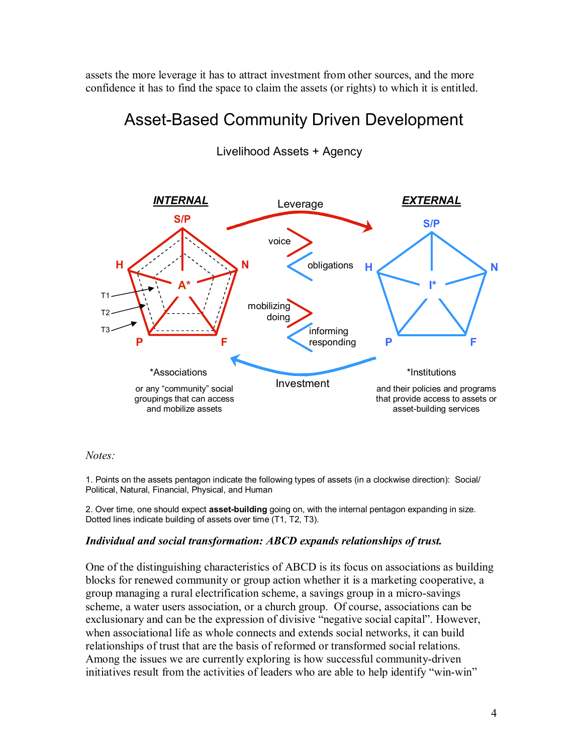assets the more leverage it has to attract investment from other sources, and the more confidence it has to find the space to claim the assets (or rights) to which it is entitled.

## Asset-Based Community Driven Development

Livelihood Assets + Agency

**INTERNAL**

S/P, N, F, P, H, A*

T1, T2, T3

Leverage

voice

obligations

mobilizing doing

informing responding

Investment

**EXTERNAL**

S/P, N, F, P, H, I*

*Associations

or any "community" social groupings that can access and mobilize assets

*Institutions

and their policies and programs that provide access to assets or asset-building services

*Notes:*

1. Points on the assets pentagon indicate the following types of assets (in a clockwise direction): Social/ Political, Natural, Financial, Physical, and Human

2. Over time, one should expect **asset-building** going on, with the internal pentagon expanding in size. Dotted lines indicate building of assets over time (T1, T2, T3).

### *Individual and social transformation: ABCD expands relationships of trust.*

One of the distinguishing characteristics of ABCD is its focus on associations as building blocks for renewed community or group action whether it is a marketing cooperative, a group managing a rural electrification scheme, a savings group in a micro-savings scheme, a water users association, or a church group. Of course, associations can be exclusionary and can be the expression of divisive "negative social capital". However, when associational life as whole connects and extends social networks, it can build relationships of trust that are the basis of reformed or transformed social relations. Among the issues we are currently exploring is how successful community-driven initiatives result from the activities of leaders who are able to help identify "win-win"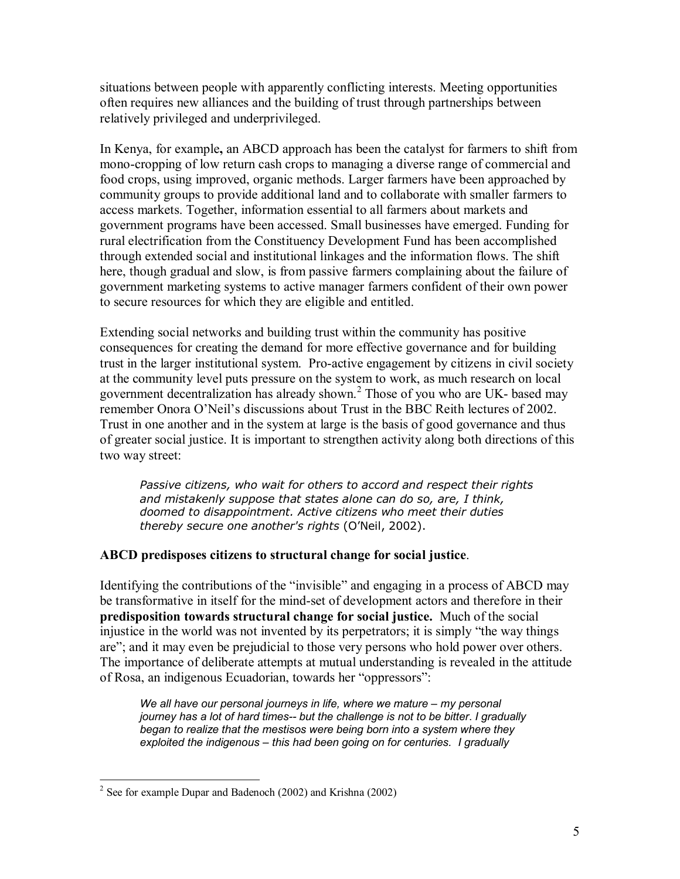situations between people with apparently conflicting interests. Meeting opportunities often requires new alliances and the building of trust through partnerships between relatively privileged and underprivileged.

In Kenya, for example**,** an ABCD approach has been the catalyst for farmers to shift from mono-cropping of low return cash crops to managing a diverse range of commercial and food crops, using improved, organic methods. Larger farmers have been approached by community groups to provide additional land and to collaborate with smaller farmers to access markets. Together, information essential to all farmers about markets and government programs have been accessed. Small businesses have emerged. Funding for rural electrification from the Constituency Development Fund has been accomplished through extended social and institutional linkages and the information flows. The shift here, though gradual and slow, is from passive farmers complaining about the failure of government marketing systems to active manager farmers confident of their own power to secure resources for which they are eligible and entitled.

Extending social networks and building trust within the community has positive consequences for creating the demand for more effective governance and for building trust in the larger institutional system. Pro-active engagement by citizens in civil society at the community level puts pressure on the system to work, as much research on local government decentralization has already shown.[2] Those of you who are UK- based may remember Onora O'Neil's discussions about Trust in the BBC Reith lectures of 2002. Trust in one another and in the system at large is the basis of good governance and thus of greater social justice. It is important to strengthen activity along both directions of this two way street:

> *Passive citizens, who wait for others to accord and respect their rights and mistakenly suppose that states alone can do so, are, I think, doomed to disappointment. Active citizens who meet their duties thereby secure one another's rights* (O'Neil, 2002).

**ABCD predisposes citizens to structural change for social justice**.

Identifying the contributions of the "invisible" and engaging in a process of ABCD may be transformative in itself for the mind-set of development actors and therefore in their **predisposition towards structural change for social justice.** Much of the social injustice in the world was not invented by its perpetrators; it is simply "the way things are"; and it may even be prejudicial to those very persons who hold power over others. The importance of deliberate attempts at mutual understanding is revealed in the attitude of Rosa, an indigenous Ecuadorian, towards her "oppressors":

> *We all have our personal journeys in life, where we mature – my personal journey has a lot of hard times-- but the challenge is not to be bitter. I gradually began to realize that the mestisos were being born into a system where they exploited the indigenous – this had been going on for centuries. I gradually*

[2] See for example Dupar and Badenoch (2002) and Krishna (2002)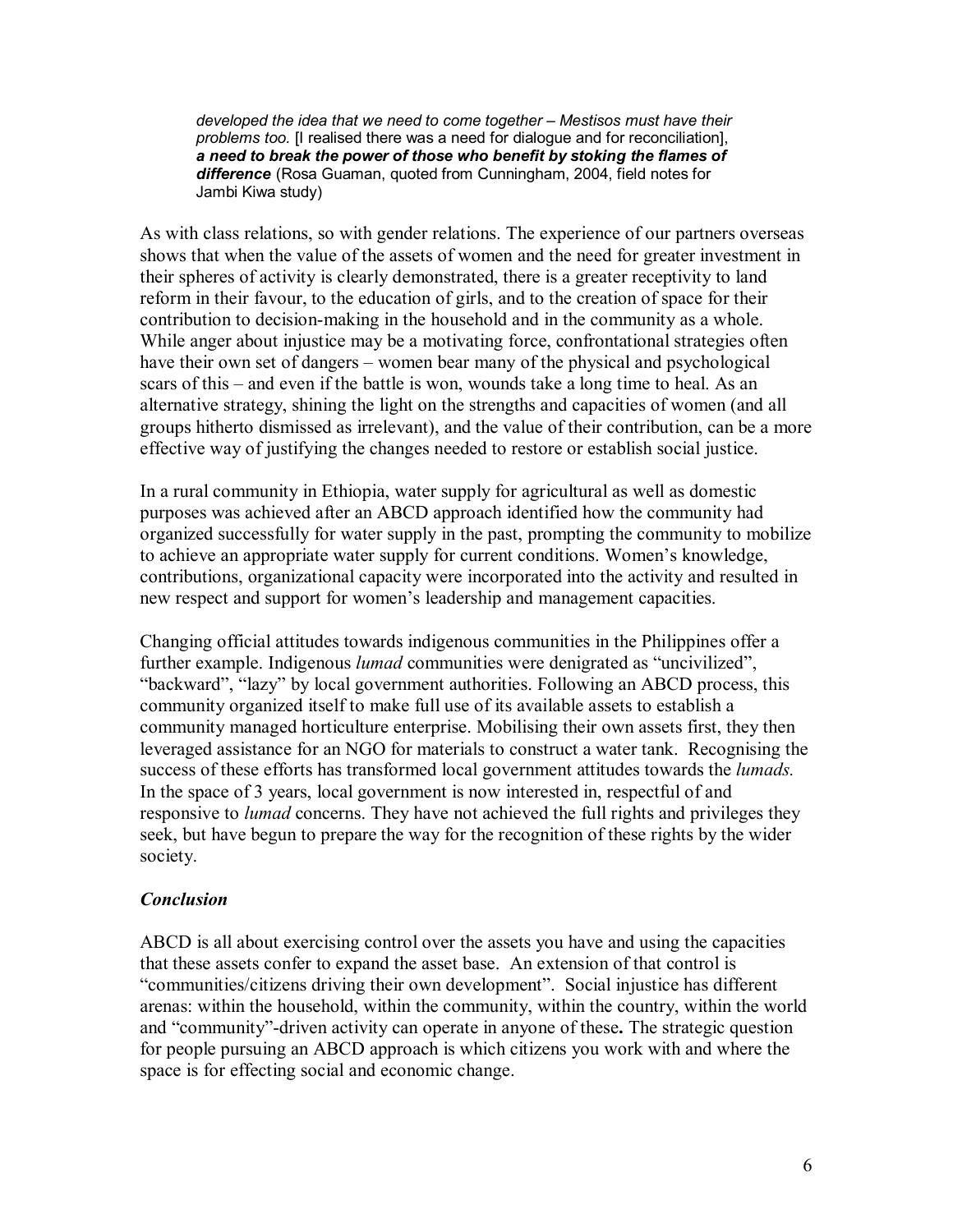> *developed the idea that we need to come together – Mestisos must have their problems too.* [I realised there was a need for dialogue and for reconciliation], ***a need to break the power of those who benefit by stoking the flames of difference*** (Rosa Guaman, quoted from Cunningham, 2004, field notes for Jambi Kiwa study)

As with class relations, so with gender relations. The experience of our partners overseas shows that when the value of the assets of women and the need for greater investment in their spheres of activity is clearly demonstrated, there is a greater receptivity to land reform in their favour, to the education of girls, and to the creation of space for their contribution to decision-making in the household and in the community as a whole. While anger about injustice may be a motivating force, confrontational strategies often have their own set of dangers – women bear many of the physical and psychological scars of this – and even if the battle is won, wounds take a long time to heal. As an alternative strategy, shining the light on the strengths and capacities of women (and all groups hitherto dismissed as irrelevant), and the value of their contribution, can be a more effective way of justifying the changes needed to restore or establish social justice.

In a rural community in Ethiopia, water supply for agricultural as well as domestic purposes was achieved after an ABCD approach identified how the community had organized successfully for water supply in the past, prompting the community to mobilize to achieve an appropriate water supply for current conditions. Women's knowledge, contributions, organizational capacity were incorporated into the activity and resulted in new respect and support for women's leadership and management capacities.

Changing official attitudes towards indigenous communities in the Philippines offer a further example. Indigenous *lumad* communities were denigrated as "uncivilized", "backward", "lazy" by local government authorities. Following an ABCD process, this community organized itself to make full use of its available assets to establish a community managed horticulture enterprise. Mobilising their own assets first, they then leveraged assistance for an NGO for materials to construct a water tank. Recognising the success of these efforts has transformed local government attitudes towards the *lumads.* In the space of 3 years, local government is now interested in, respectful of and responsive to *lumad* concerns. They have not achieved the full rights and privileges they seek, but have begun to prepare the way for the recognition of these rights by the wider society.

### *Conclusion*

ABCD is all about exercising control over the assets you have and using the capacities that these assets confer to expand the asset base. An extension of that control is "communities/citizens driving their own development". Social injustice has different arenas: within the household, within the community, within the country, within the world and "community"-driven activity can operate in anyone of these**.** The strategic question for people pursuing an ABCD approach is which citizens you work with and where the space is for effecting social and economic change.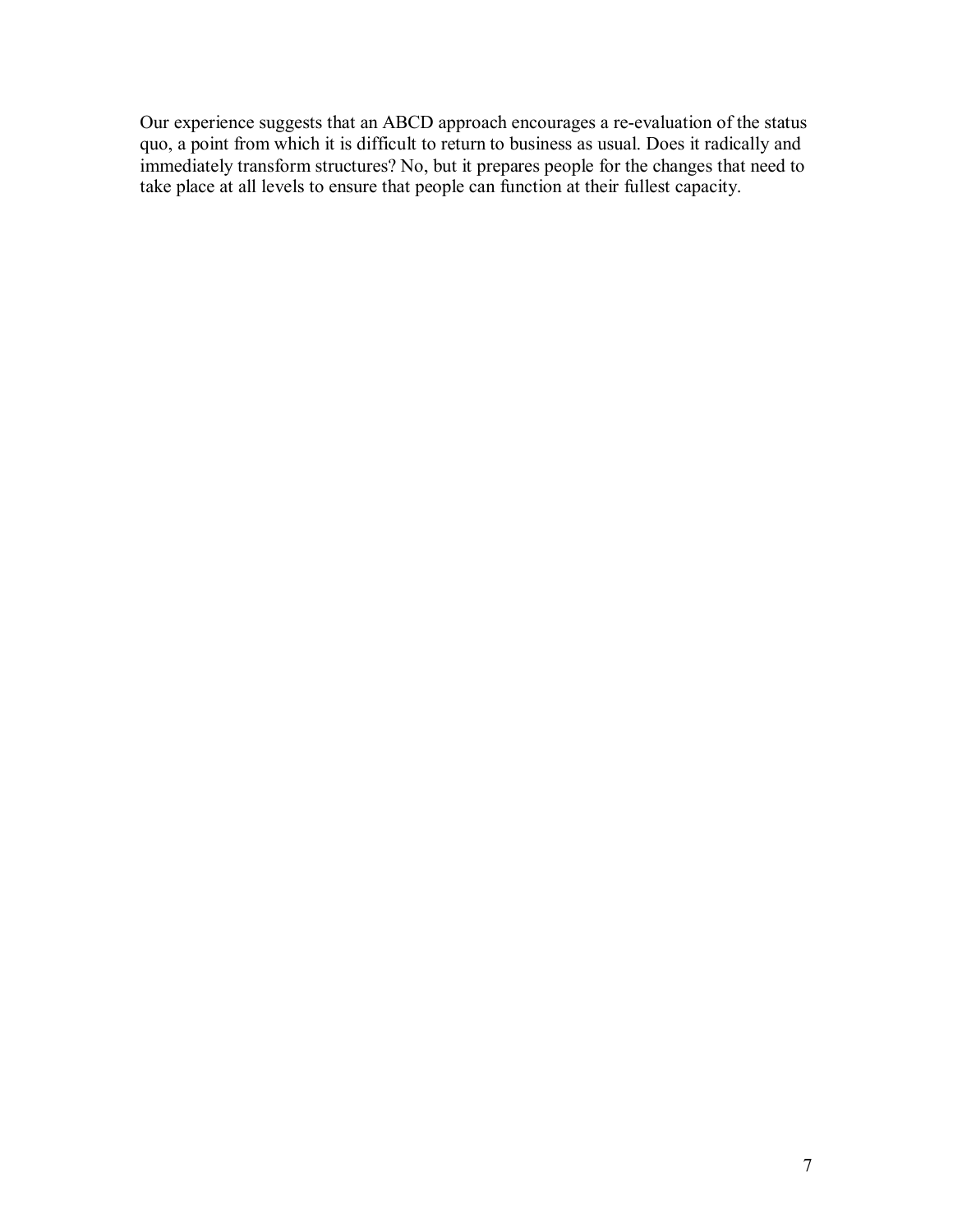Our experience suggests that an ABCD approach encourages a re-evaluation of the status quo, a point from which it is difficult to return to business as usual. Does it radically and immediately transform structures? No, but it prepares people for the changes that need to take place at all levels to ensure that people can function at their fullest capacity.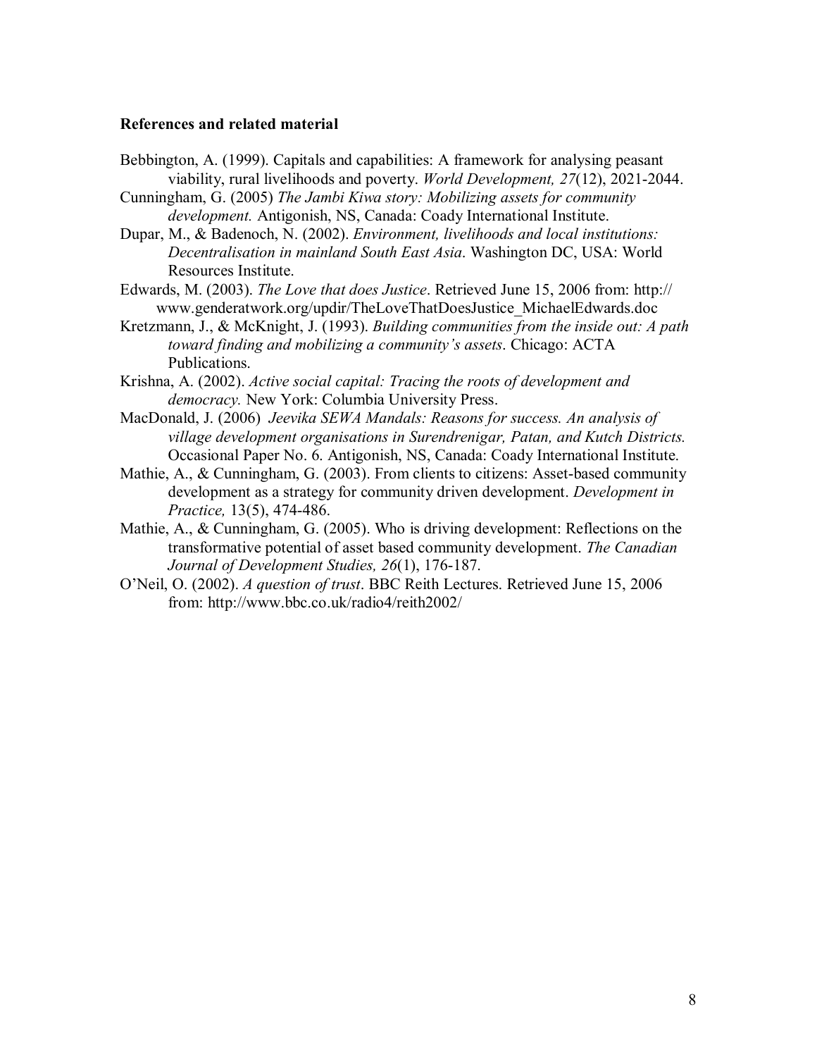### References and related material

Bebbington, A. (1999). Capitals and capabilities: A framework for analysing peasant viability, rural livelihoods and poverty. *World Development, 27*(12), 2021-2044.

Cunningham, G. (2005) *The Jambi Kiwa story: Mobilizing assets for community development.* Antigonish, NS, Canada: Coady International Institute.

Dupar, M., & Badenoch, N. (2002). *Environment, livelihoods and local institutions: Decentralisation in mainland South East Asia*. Washington DC, USA: World Resources Institute.

Edwards, M. (2003). *The Love that does Justice*. Retrieved June 15, 2006 from: http:// www.genderatwork.org/updir/TheLoveThatDoesJustice_MichaelEdwards.doc

Kretzmann, J., & McKnight, J. (1993). *Building communities from the inside out: A path toward finding and mobilizing a community's assets*. Chicago: ACTA Publications.

Krishna, A. (2002). *Active social capital: Tracing the roots of development and democracy.* New York: Columbia University Press.

MacDonald, J. (2006) *Jeevika SEWA Mandals: Reasons for success. An analysis of village development organisations in Surendrenigar, Patan, and Kutch Districts.* Occasional Paper No. 6. Antigonish, NS, Canada: Coady International Institute.

Mathie, A., & Cunningham, G. (2003). From clients to citizens: Asset-based community development as a strategy for community driven development. *Development in Practice,* 13(5), 474-486.

Mathie, A., & Cunningham, G. (2005). Who is driving development: Reflections on the transformative potential of asset based community development. *The Canadian Journal of Development Studies, 26*(1), 176-187.

O'Neil, O. (2002). *A question of trust*. BBC Reith Lectures. Retrieved June 15, 2006 from: http://www.bbc.co.uk/radio4/reith2002/